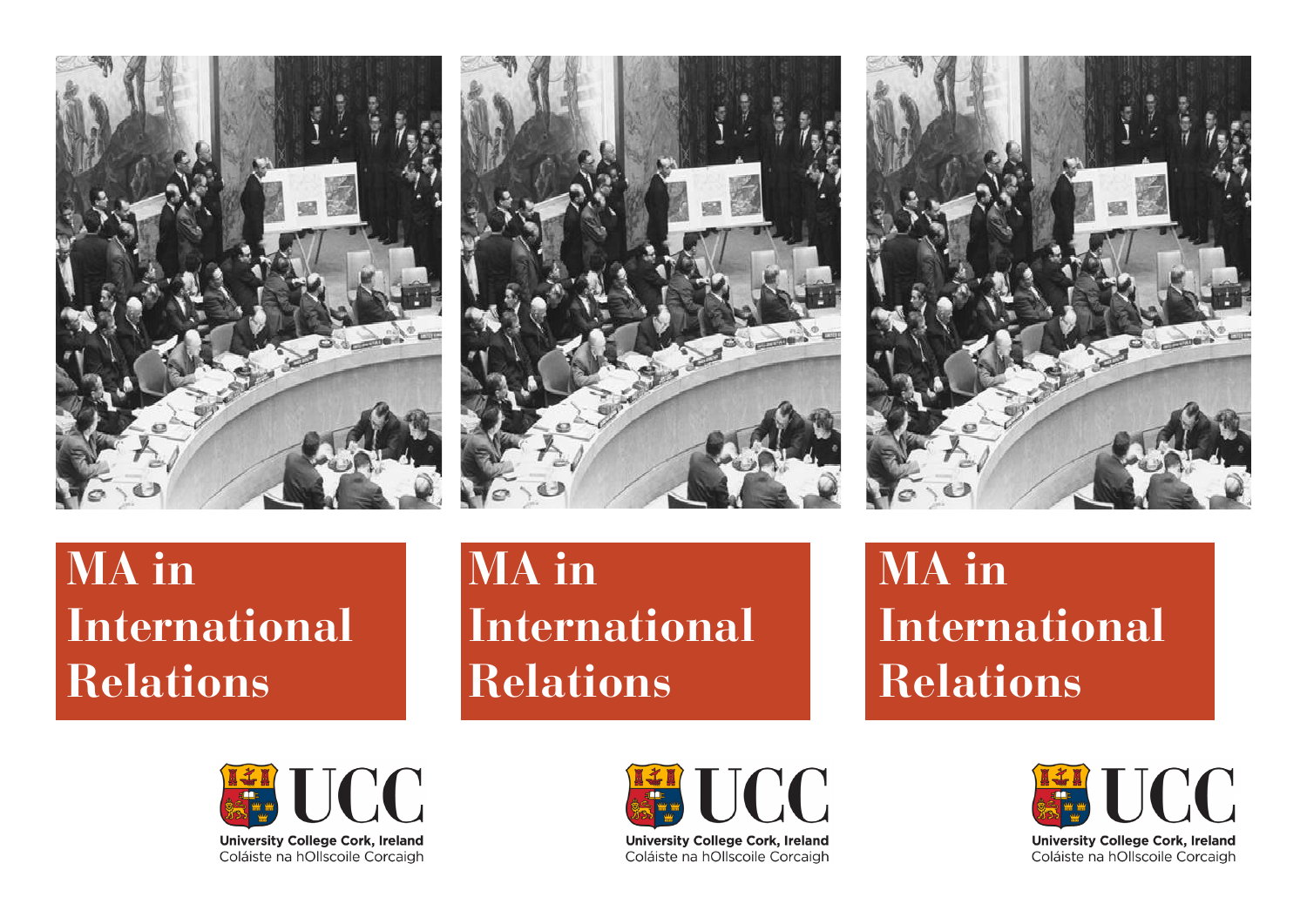# MA in International Relations

University College Cork, Ireland
Coláiste na hOllscoile Corcaigh

# MA in International Relations

University College Cork, Ireland
Coláiste na hOllscoile Corcaigh

# MA in International Relations

University College Cork, Ireland
Coláiste na hOllscoile Corcaigh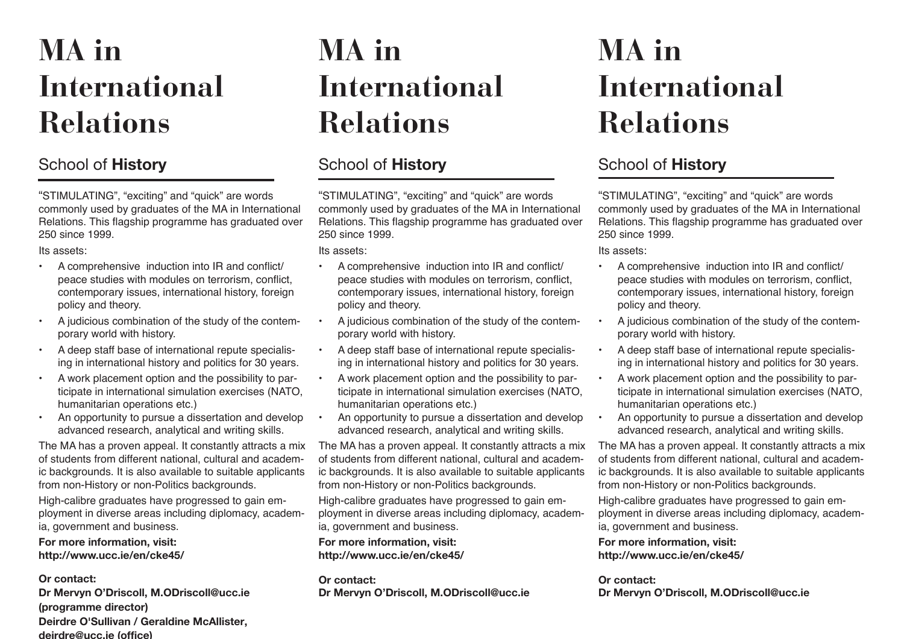# MA in International Relations

## School of **History**

"STIMULATING", "exciting" and "quick" are words commonly used by graduates of the MA in International Relations. This flagship programme has graduated over 250 since 1999.

Its assets:

- A comprehensive induction into IR and conflict/peace studies with modules on terrorism, conflict, contemporary issues, international history, foreign policy and theory.
- A judicious combination of the study of the contemporary world with history.
- A deep staff base of international repute specialising in international history and politics for 30 years.
- A work placement option and the possibility to participate in international simulation exercises (NATO, humanitarian operations etc.)
- An opportunity to pursue a dissertation and develop advanced research, analytical and writing skills.

The MA has a proven appeal. It constantly attracts a mix of students from different national, cultural and academic backgrounds. It is also available to suitable applicants from non-History or non-Politics backgrounds.

High-calibre graduates have progressed to gain employment in diverse areas including diplomacy, academia, government and business.

**For more information, visit:**
**http://www.ucc.ie/en/cke45/**

**Or contact:**
**Dr Mervyn O'Driscoll, M.ODriscoll@ucc.ie (programme director)**
**Deirdre O'Sullivan / Geraldine McAllister, deirdre@ucc.ie (office)**

# MA in International Relations

## School of **History**

"STIMULATING", "exciting" and "quick" are words commonly used by graduates of the MA in International Relations. This flagship programme has graduated over 250 since 1999.

Its assets:

- A comprehensive induction into IR and conflict/peace studies with modules on terrorism, conflict, contemporary issues, international history, foreign policy and theory.
- A judicious combination of the study of the contemporary world with history.
- A deep staff base of international repute specialising in international history and politics for 30 years.
- A work placement option and the possibility to participate in international simulation exercises (NATO, humanitarian operations etc.)
- An opportunity to pursue a dissertation and develop advanced research, analytical and writing skills.

The MA has a proven appeal. It constantly attracts a mix of students from different national, cultural and academic backgrounds. It is also available to suitable applicants from non-History or non-Politics backgrounds.

High-calibre graduates have progressed to gain employment in diverse areas including diplomacy, academia, government and business.

**For more information, visit:**
**http://www.ucc.ie/en/cke45/**

**Or contact:**
**Dr Mervyn O'Driscoll, M.ODriscoll@ucc.ie**

# MA in International Relations

## School of **History**

"STIMULATING", "exciting" and "quick" are words commonly used by graduates of the MA in International Relations. This flagship programme has graduated over 250 since 1999.

Its assets:

- A comprehensive induction into IR and conflict/peace studies with modules on terrorism, conflict, contemporary issues, international history, foreign policy and theory.
- A judicious combination of the study of the contemporary world with history.
- A deep staff base of international repute specialising in international history and politics for 30 years.
- A work placement option and the possibility to participate in international simulation exercises (NATO, humanitarian operations etc.)
- An opportunity to pursue a dissertation and develop advanced research, analytical and writing skills.

The MA has a proven appeal. It constantly attracts a mix of students from different national, cultural and academic backgrounds. It is also available to suitable applicants from non-History or non-Politics backgrounds.

High-calibre graduates have progressed to gain employment in diverse areas including diplomacy, academia, government and business.

**For more information, visit:**
**http://www.ucc.ie/en/cke45/**

**Or contact:**
**Dr Mervyn O'Driscoll, M.ODriscoll@ucc.ie**